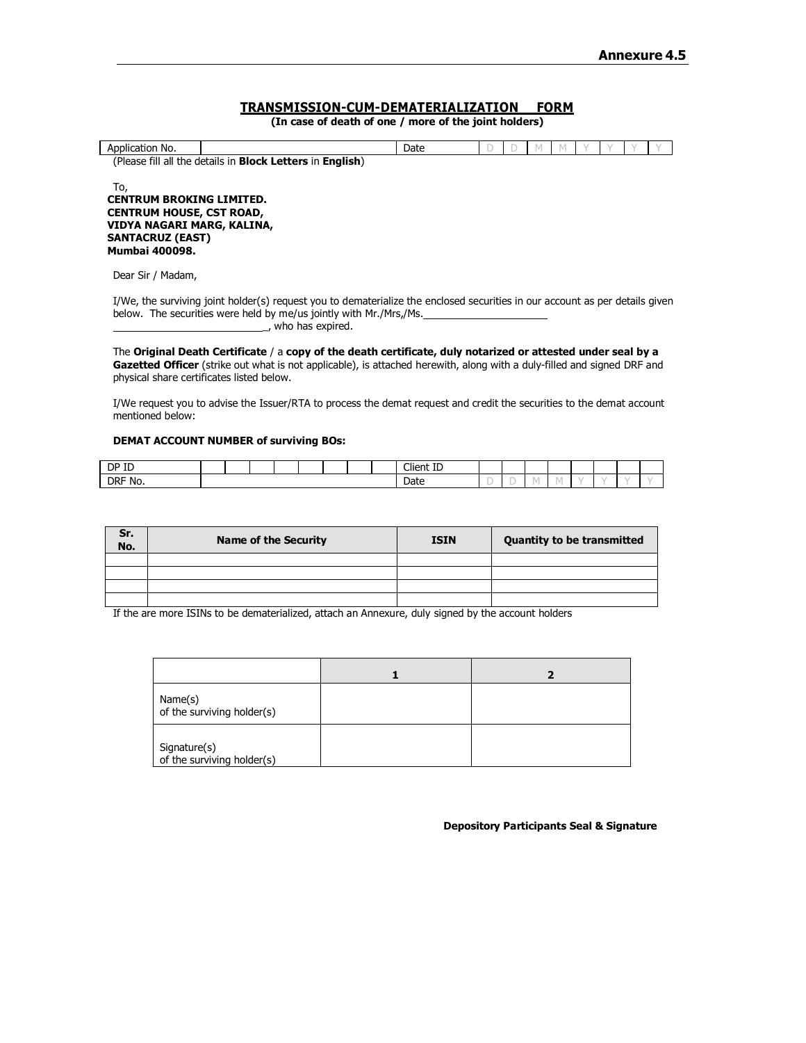**Annexure 4.5**

## TRANSMISSION-CUM-DEMATERIALIZATION FORM

**(In case of death of one / more of the joint holders)**

| Application No. | | Date | D | D | M | M | Y | Y | Y | Y |
|---|---|---|---|---|---|---|---|---|---|---|

(Please fill all the details in **Block Letters** in **English**)

To,
**CENTRUM BROKING LIMITED.**
**CENTRUM HOUSE, CST ROAD,**
**VIDYA NAGARI MARG, KALINA,**
**SANTACRUZ (EAST)**
**Mumbai 400098.**

Dear Sir / Madam,

I/We, the surviving joint holder(s) request you to dematerialize the enclosed securities in our account as per details given below. The securities were held by me/us jointly with Mr./Mrs,/Ms.______________________
____________________________, who has expired.

The **Original Death Certificate** / a **copy of the death certificate, duly notarized or attested under seal by a Gazetted Officer** (strike out what is not applicable), is attached herewith, along with a duly-filled and signed DRF and physical share certificates listed below.

I/We request you to advise the Issuer/RTA to process the demat request and credit the securities to the demat account mentioned below:

**DEMAT ACCOUNT NUMBER of surviving BOs:**

| DP ID | | | | | | | | | Client ID | | | | | | | | |
|---|---|---|---|---|---|---|---|---|---|---|---|---|---|---|---|---|---|
| DRF No. | | | | | | | | | Date | D | D | M | M | Y | Y | Y | Y |

| Sr. No. | Name of the Security | ISIN | Quantity to be transmitted |
|---|---|---|---|
| | | | |
| | | | |
| | | | |
| | | | |

If the are more ISINs to be dematerialized, attach an Annexure, duly signed by the account holders

| | 1 | 2 |
|---|---|---|
| Name(s) of the surviving holder(s) | | |
| Signature(s) of the surviving holder(s) | | |

**Depository Participants Seal & Signature**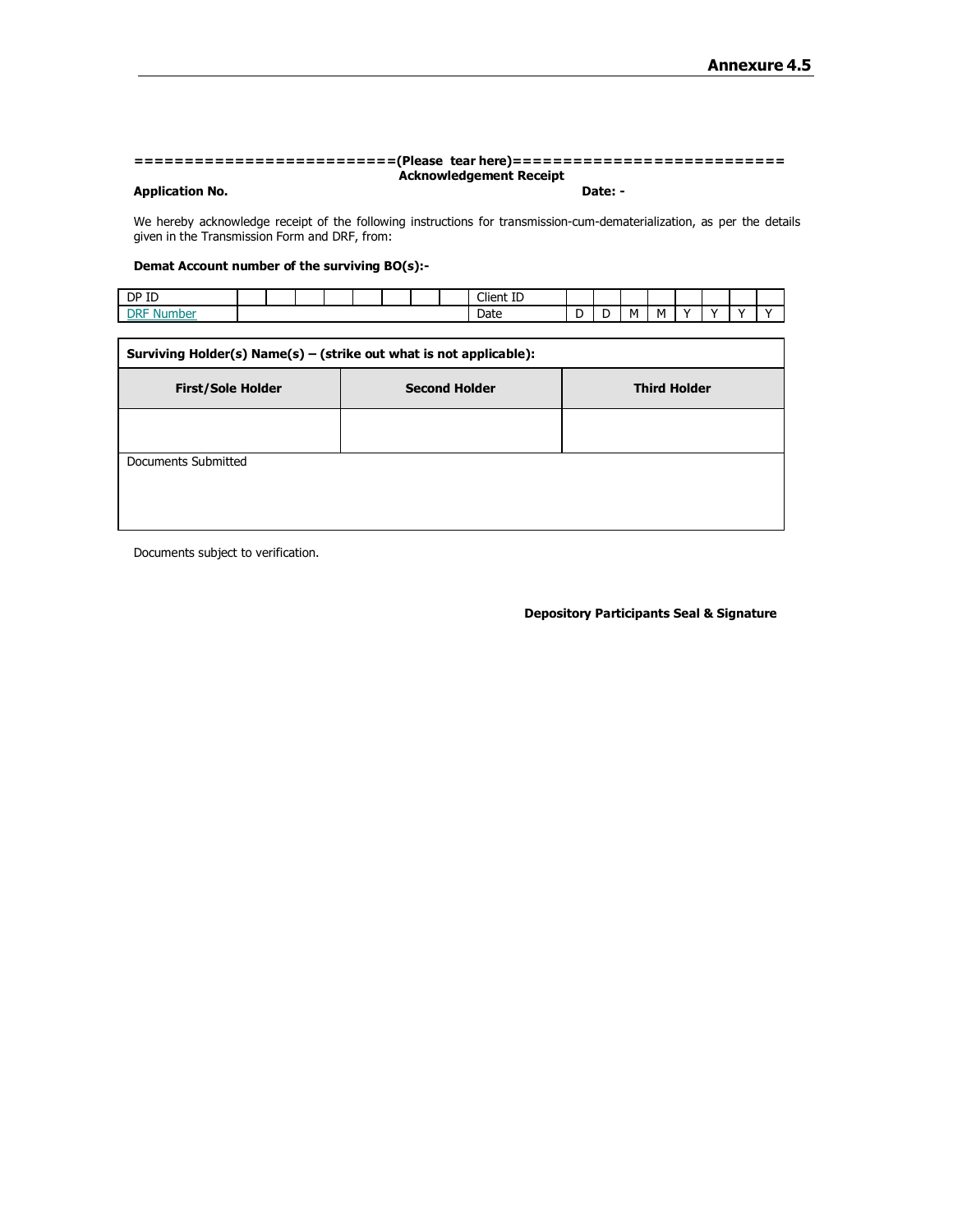## Annexure 4.5

=========================(Please tear here)===========================

**Acknowledgement Receipt**

**Application No.** **Date: -**

We hereby acknowledge receipt of the following instructions for transmission-cum-dematerialization, as per the details given in the Transmission Form and DRF, from:

**Demat Account number of the surviving BO(s):-**

| | | | | | | | | | | | | | | | | | |
|---|---|---|---|---|---|---|---|---|---|---|---|---|---|---|---|---|---|
| DP ID | | | | | | | | | Client ID | | | | | | | | |
| DRF Number | | | | | | | | | Date | D | D | M | M | Y | Y | Y | Y |

| **Surviving Holder(s) Name(s) – (strike out what is not applicable):** | | |
|---|---|---|
| **First/Sole Holder** | **Second Holder** | **Third Holder** |
| | | |
| Documents Submitted | | |

Documents subject to verification.

**Depository Participants Seal & Signature**